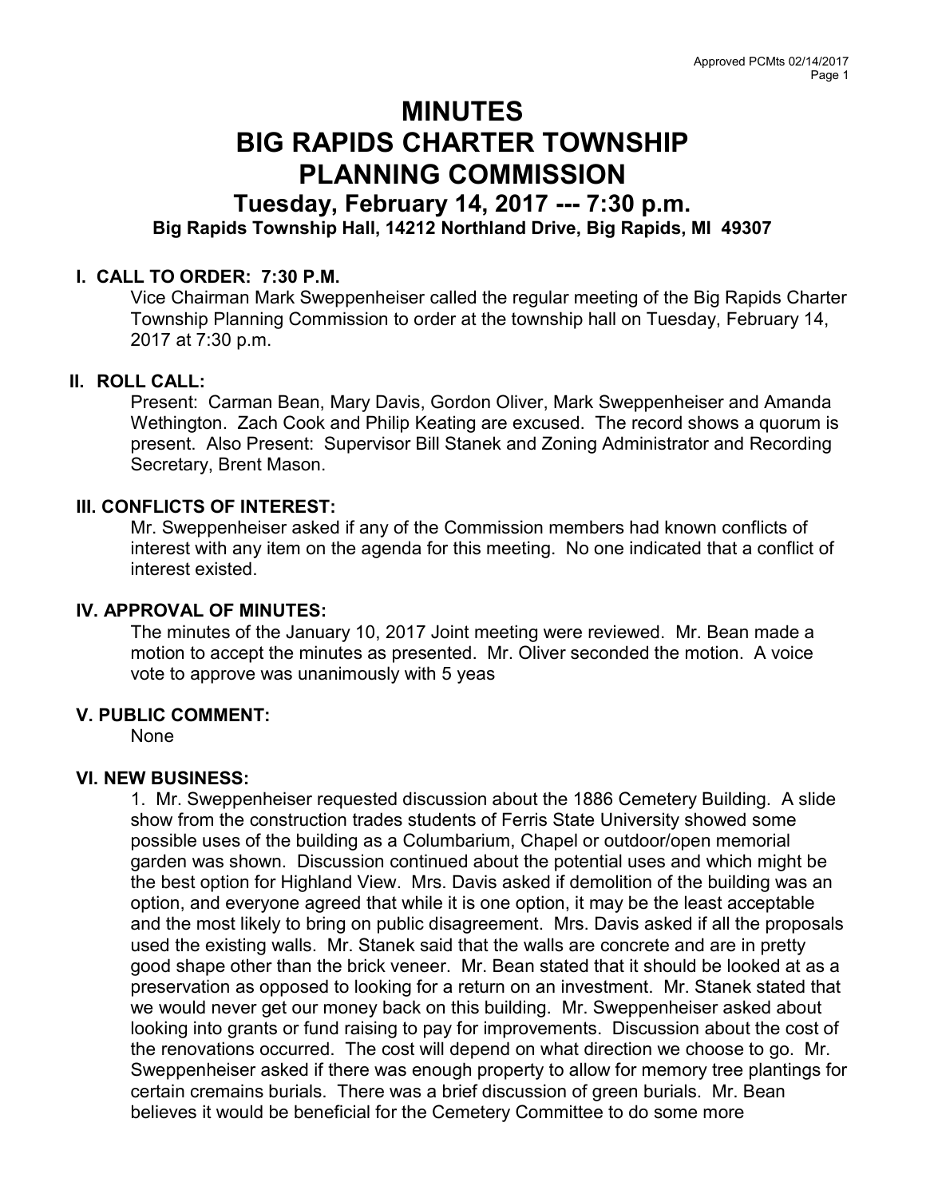# MINUTES
# BIG RAPIDS CHARTER TOWNSHIP
# PLANNING COMMISSION
## Tuesday, February 14, 2017 --- 7:30 p.m.
### Big Rapids Township Hall, 14212 Northland Drive, Big Rapids, MI 49307

**I. CALL TO ORDER: 7:30 P.M.**

Vice Chairman Mark Sweppenheiser called the regular meeting of the Big Rapids Charter Township Planning Commission to order at the township hall on Tuesday, February 14, 2017 at 7:30 p.m.

**II. ROLL CALL:**

Present: Carman Bean, Mary Davis, Gordon Oliver, Mark Sweppenheiser and Amanda Wethington. Zach Cook and Philip Keating are excused. The record shows a quorum is present. Also Present: Supervisor Bill Stanek and Zoning Administrator and Recording Secretary, Brent Mason.

**III. CONFLICTS OF INTEREST:**

Mr. Sweppenheiser asked if any of the Commission members had known conflicts of interest with any item on the agenda for this meeting. No one indicated that a conflict of interest existed.

**IV. APPROVAL OF MINUTES:**

The minutes of the January 10, 2017 Joint meeting were reviewed. Mr. Bean made a motion to accept the minutes as presented. Mr. Oliver seconded the motion. A voice vote to approve was unanimously with 5 yeas

**V. PUBLIC COMMENT:**

None

**VI. NEW BUSINESS:**

1. Mr. Sweppenheiser requested discussion about the 1886 Cemetery Building. A slide show from the construction trades students of Ferris State University showed some possible uses of the building as a Columbarium, Chapel or outdoor/open memorial garden was shown. Discussion continued about the potential uses and which might be the best option for Highland View. Mrs. Davis asked if demolition of the building was an option, and everyone agreed that while it is one option, it may be the least acceptable and the most likely to bring on public disagreement. Mrs. Davis asked if all the proposals used the existing walls. Mr. Stanek said that the walls are concrete and are in pretty good shape other than the brick veneer. Mr. Bean stated that it should be looked at as a preservation as opposed to looking for a return on an investment. Mr. Stanek stated that we would never get our money back on this building. Mr. Sweppenheiser asked about looking into grants or fund raising to pay for improvements. Discussion about the cost of the renovations occurred. The cost will depend on what direction we choose to go. Mr. Sweppenheiser asked if there was enough property to allow for memory tree plantings for certain cremains burials. There was a brief discussion of green burials. Mr. Bean believes it would be beneficial for the Cemetery Committee to do some more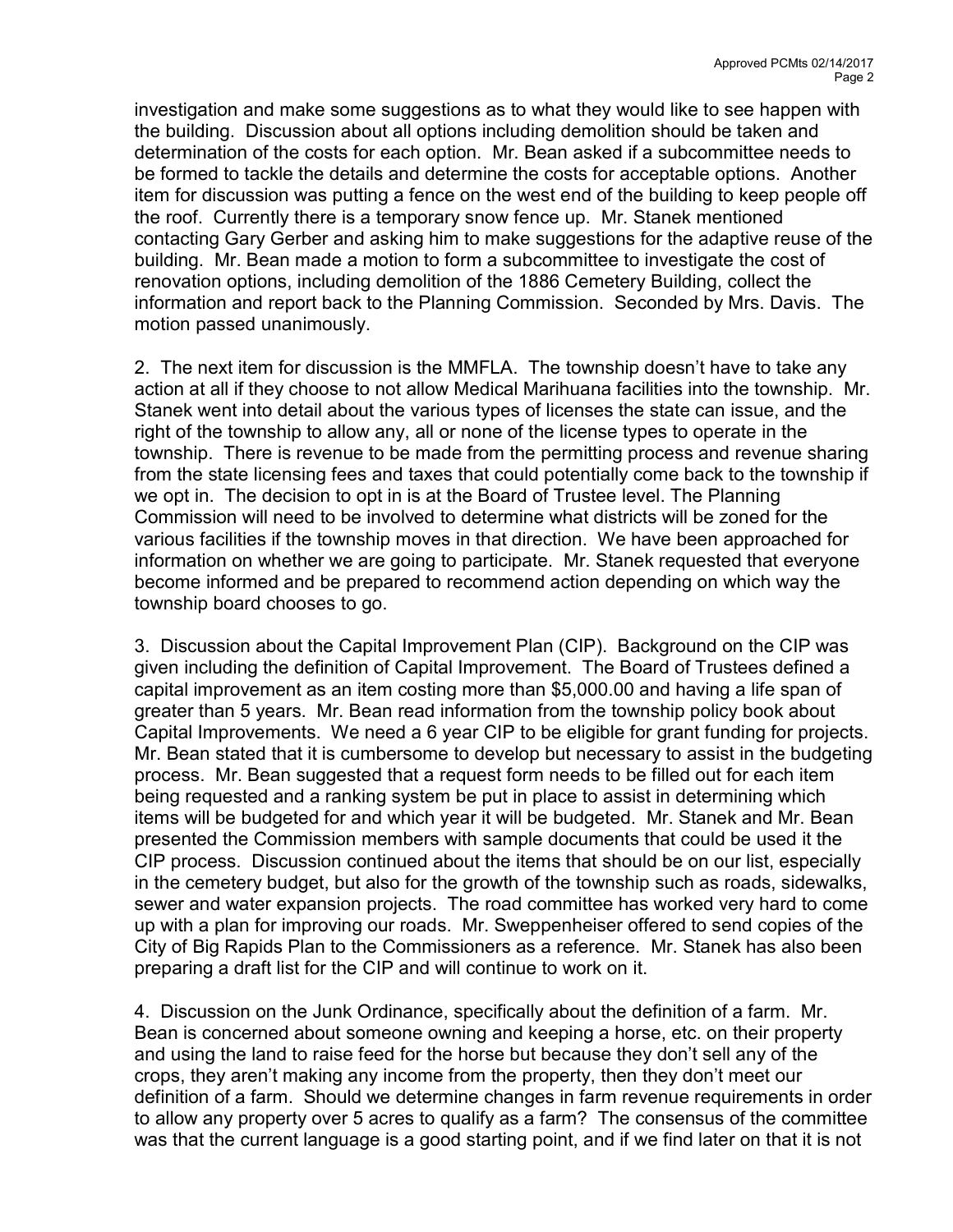investigation and make some suggestions as to what they would like to see happen with the building. Discussion about all options including demolition should be taken and determination of the costs for each option. Mr. Bean asked if a subcommittee needs to be formed to tackle the details and determine the costs for acceptable options. Another item for discussion was putting a fence on the west end of the building to keep people off the roof. Currently there is a temporary snow fence up. Mr. Stanek mentioned contacting Gary Gerber and asking him to make suggestions for the adaptive reuse of the building. Mr. Bean made a motion to form a subcommittee to investigate the cost of renovation options, including demolition of the 1886 Cemetery Building, collect the information and report back to the Planning Commission. Seconded by Mrs. Davis. The motion passed unanimously.

2. The next item for discussion is the MMFLA. The township doesn't have to take any action at all if they choose to not allow Medical Marihuana facilities into the township. Mr. Stanek went into detail about the various types of licenses the state can issue, and the right of the township to allow any, all or none of the license types to operate in the township. There is revenue to be made from the permitting process and revenue sharing from the state licensing fees and taxes that could potentially come back to the township if we opt in. The decision to opt in is at the Board of Trustee level. The Planning Commission will need to be involved to determine what districts will be zoned for the various facilities if the township moves in that direction. We have been approached for information on whether we are going to participate. Mr. Stanek requested that everyone become informed and be prepared to recommend action depending on which way the township board chooses to go.

3. Discussion about the Capital Improvement Plan (CIP). Background on the CIP was given including the definition of Capital Improvement. The Board of Trustees defined a capital improvement as an item costing more than $5,000.00 and having a life span of greater than 5 years. Mr. Bean read information from the township policy book about Capital Improvements. We need a 6 year CIP to be eligible for grant funding for projects. Mr. Bean stated that it is cumbersome to develop but necessary to assist in the budgeting process. Mr. Bean suggested that a request form needs to be filled out for each item being requested and a ranking system be put in place to assist in determining which items will be budgeted for and which year it will be budgeted. Mr. Stanek and Mr. Bean presented the Commission members with sample documents that could be used it the CIP process. Discussion continued about the items that should be on our list, especially in the cemetery budget, but also for the growth of the township such as roads, sidewalks, sewer and water expansion projects. The road committee has worked very hard to come up with a plan for improving our roads. Mr. Sweppenheiser offered to send copies of the City of Big Rapids Plan to the Commissioners as a reference. Mr. Stanek has also been preparing a draft list for the CIP and will continue to work on it.

4. Discussion on the Junk Ordinance, specifically about the definition of a farm. Mr. Bean is concerned about someone owning and keeping a horse, etc. on their property and using the land to raise feed for the horse but because they don't sell any of the crops, they aren't making any income from the property, then they don't meet our definition of a farm. Should we determine changes in farm revenue requirements in order to allow any property over 5 acres to qualify as a farm? The consensus of the committee was that the current language is a good starting point, and if we find later on that it is not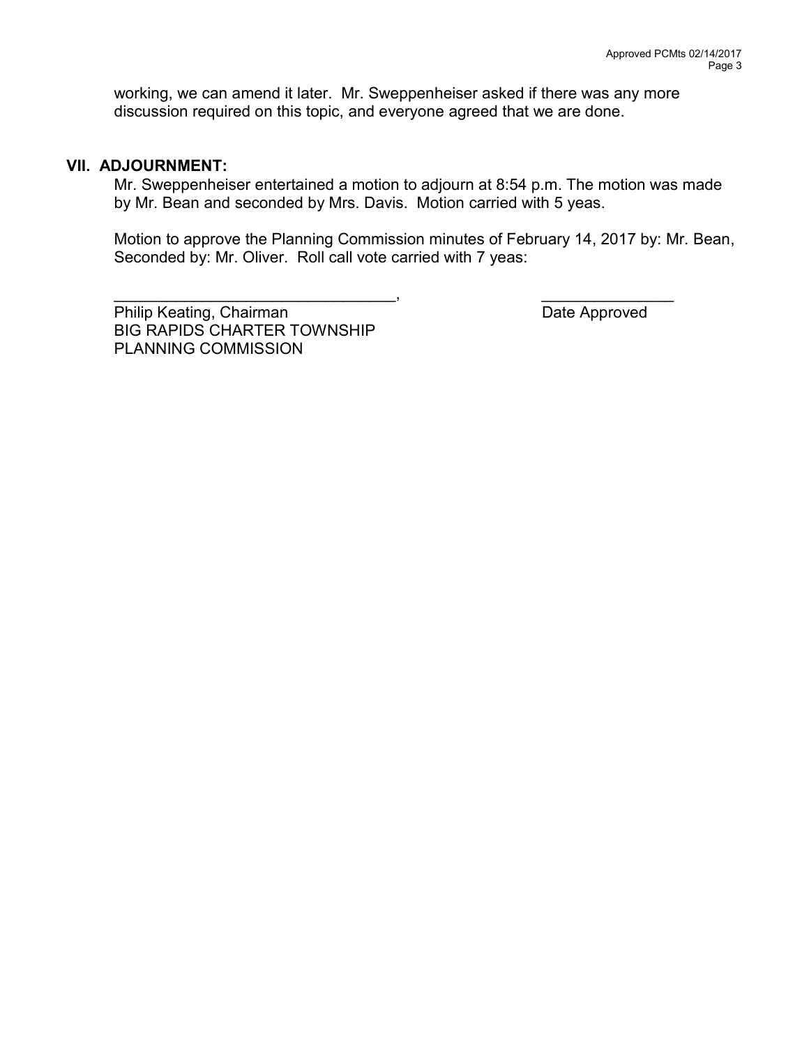working, we can amend it later. Mr. Sweppenheiser asked if there was any more discussion required on this topic, and everyone agreed that we are done.

## VII. ADJOURNMENT:

Mr. Sweppenheiser entertained a motion to adjourn at 8:54 p.m. The motion was made by Mr. Bean and seconded by Mrs. Davis. Motion carried with 5 yeas.

Motion to approve the Planning Commission minutes of February 14, 2017 by: Mr. Bean, Seconded by: Mr. Oliver. Roll call vote carried with 7 yeas:

_________________________________, _______________

Philip Keating, Chairman
BIG RAPIDS CHARTER TOWNSHIP
PLANNING COMMISSION

Date Approved